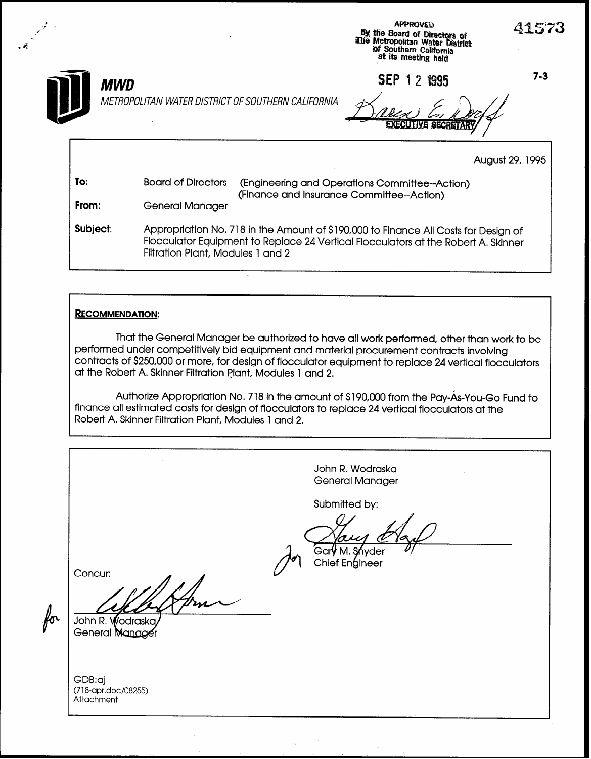APPROVED
By the Board of Directors of
The Metropolitan Water District
of Southern California
at its meeting held

SEP 12 1995

EXECUTIVE SECRETARY

41573

7-3

**MWD**

*METROPOLITAN WATER DISTRICT OF SOUTHERN CALIFORNIA*

August 29, 1995

**To:** Board of Directors (Engineering and Operations Committee--Action) (Finance and Insurance Committee--Action)

**From:** General Manager

**Subject:** Appropriation No. 718 in the Amount of $190,000 to Finance All Costs for Design of Flocculator Equipment to Replace 24 Vertical Flocculators at the Robert A. Skinner Filtration Plant, Modules 1 and 2

**RECOMMENDATION:**

That the General Manager be authorized to have all work performed, other than work to be performed under competitively bid equipment and material procurement contracts involving contracts of $250,000 or more, for design of flocculator equipment to replace 24 vertical flocculators at the Robert A. Skinner Filtration Plant, Modules 1 and 2.

Authorize Appropriation No. 718 in the amount of $190,000 from the Pay-As-You-Go Fund to finance all estimated costs for design of flocculators to replace 24 vertical flocculators at the Robert A. Skinner Filtration Plant, Modules 1 and 2.

John R. Wodraska
General Manager

Submitted by:

for Gary M. Snyder
Chief Engineer

Concur:

for John R. Wodraska
General Manager

GDB:aj
(718-apr.doc/08255)
Attachment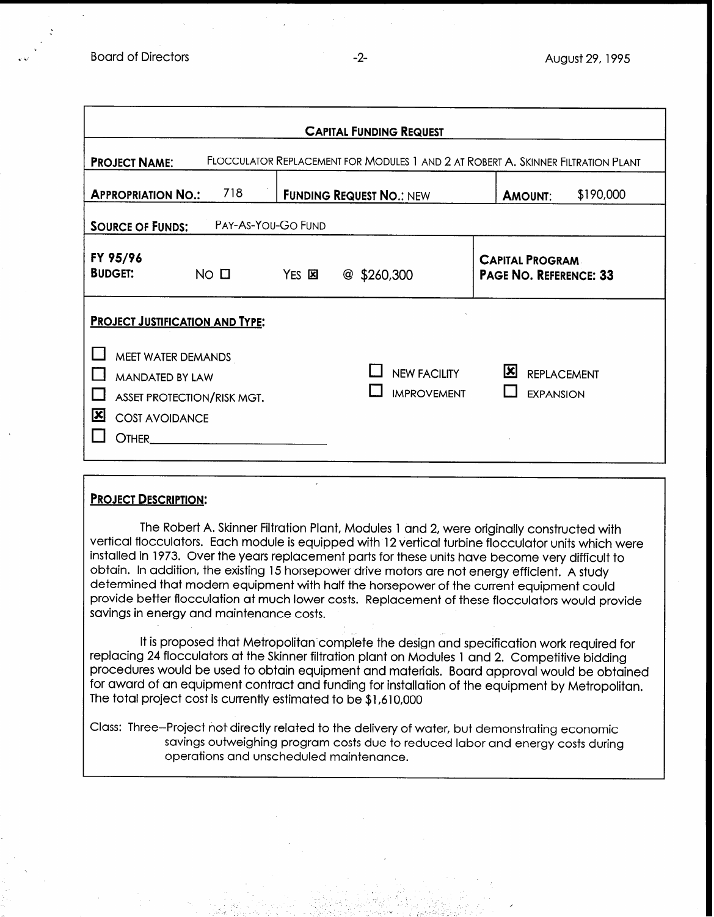## CAPITAL FUNDING REQUEST

**PROJECT NAME:** FLOCCULATOR REPLACEMENT FOR MODULES 1 AND 2 AT ROBERT A. SKINNER FILTRATION PLANT

| **APPROPRIATION NO.:** 718 | **FUNDING REQUEST NO.:** NEW | **AMOUNT:** $190,000 |
|---|---|---|

**SOURCE OF FUNDS:** PAY-AS-YOU-GO FUND

| **FY 95/96 BUDGET:** NO ☐ YES ☒ @ $260,300 | **CAPITAL PROGRAM PAGE NO. REFERENCE: 33** |
|---|---|

**PROJECT JUSTIFICATION AND TYPE:**

- ☐ MEET WATER DEMANDS
- ☐ MANDATED BY LAW
- ☐ ASSET PROTECTION/RISK MGT.
- ☒ COST AVOIDANCE
- ☐ OTHER________________________

- ☐ NEW FACILITY
- ☐ IMPROVEMENT

- ☒ REPLACEMENT
- ☐ EXPANSION

**PROJECT DESCRIPTION:**

The Robert A. Skinner Filtration Plant, Modules 1 and 2, were originally constructed with vertical flocculators. Each module is equipped with 12 vertical turbine flocculator units which were installed in 1973. Over the years replacement parts for these units have become very difficult to obtain. In addition, the existing 15 horsepower drive motors are not energy efficient. A study determined that modern equipment with half the horsepower of the current equipment could provide better flocculation at much lower costs. Replacement of these flocculators would provide savings in energy and maintenance costs.

It is proposed that Metropolitan complete the design and specification work required for replacing 24 flocculators at the Skinner filtration plant on Modules 1 and 2. Competitive bidding procedures would be used to obtain equipment and materials. Board approval would be obtained for award of an equipment contract and funding for installation of the equipment by Metropolitan. The total project cost is currently estimated to be $1,610,000

Class: Three–Project not directly related to the delivery of water, but demonstrating economic savings outweighing program costs due to reduced labor and energy costs during operations and unscheduled maintenance.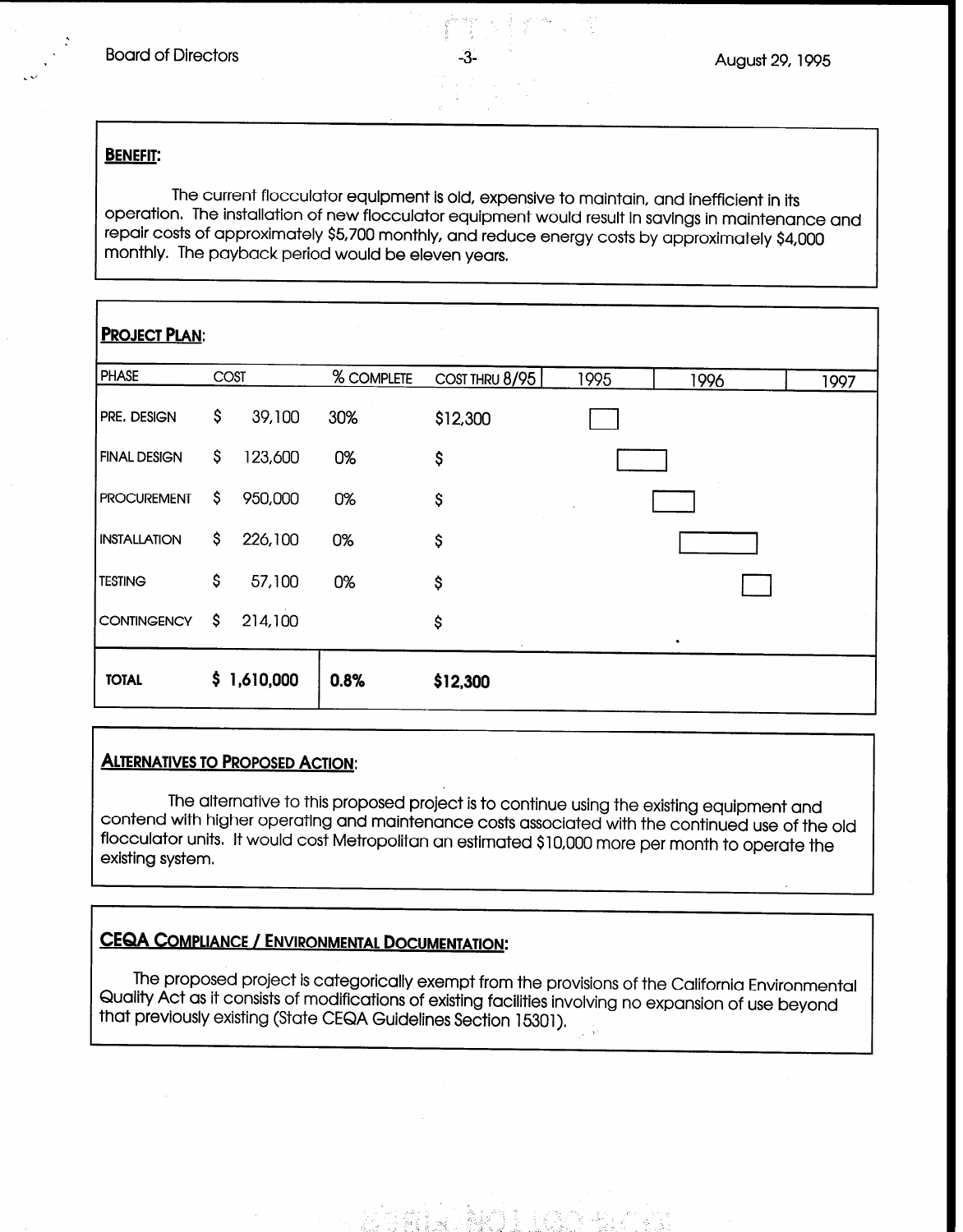## BENEFIT:

The current flocculator equipment is old, expensive to maintain, and inefficient in its operation. The installation of new flocculator equipment would result in savings in maintenance and repair costs of approximately $5,700 monthly, and reduce energy costs by approximately $4,000 monthly. The payback period would be eleven years.

## PROJECT PLAN:

| PHASE | COST | % COMPLETE | COST THRU 8/95 | 1995 | 1996 | 1997 |
|---|---|---|---|---|---|---|
| PRE. DESIGN | $ 39,100 | 30% | $12,300 | ☐ | | |
| FINAL DESIGN | $ 123,600 | 0% | $ | ☐ | | |
| PROCUREMENT | $ 950,000 | 0% | $ | | ☐ | |
| INSTALLATION | $ 226,100 | 0% | $ | | ☐ | |
| TESTING | $ 57,100 | 0% | $ | | ☐ | |
| CONTINGENCY | $ 214,100 | | $ | | | |
| **TOTAL** | **$ 1,610,000** | **0.8%** | **$12,300** | | | |

## ALTERNATIVES TO PROPOSED ACTION:

The alternative to this proposed project is to continue using the existing equipment and contend with higher operating and maintenance costs associated with the continued use of the old flocculator units. It would cost Metropolitan an estimated $10,000 more per month to operate the existing system.

## CEQA COMPLIANCE / ENVIRONMENTAL DOCUMENTATION:

The proposed project is categorically exempt from the provisions of the California Environmental Quality Act as it consists of modifications of existing facilities involving no expansion of use beyond that previously existing (State CEQA Guidelines Section 15301).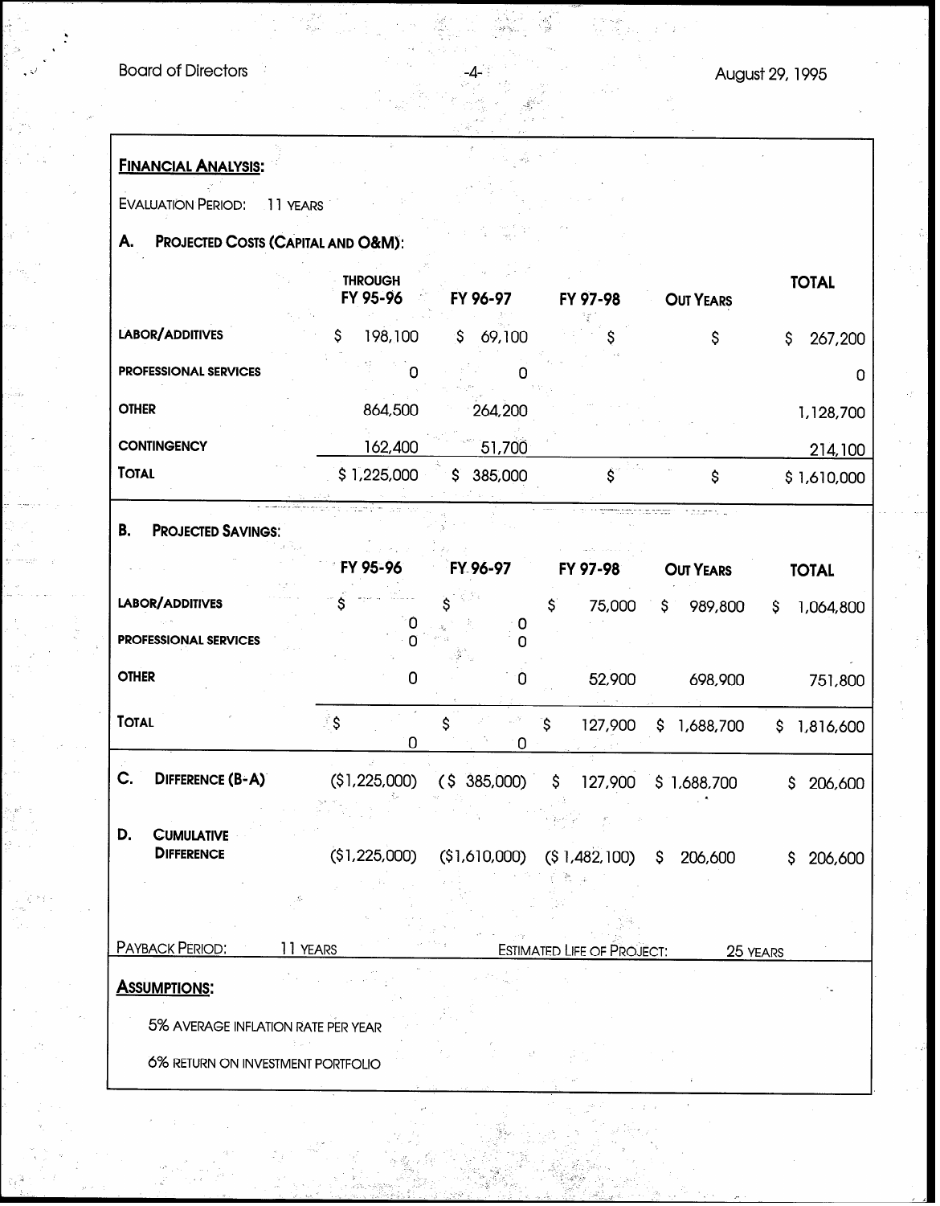**FINANCIAL ANALYSIS:**

EVALUATION PERIOD: 11 YEARS

**A. PROJECTED COSTS (CAPITAL AND O&M):**

| | THROUGH FY 95-96 | FY 96-97 | FY 97-98 | OUT YEARS | TOTAL |
|---|---|---|---|---|---|
| LABOR/ADDITIVES | $ 198,100 | $ 69,100 | $ | $ | $ 267,200 |
| PROFESSIONAL SERVICES | 0 | 0 | | | 0 |
| OTHER | 864,500 | 264,200 | | | 1,128,700 |
| CONTINGENCY | 162,400 | 51,700 | | | 214,100 |
| TOTAL | $ 1,225,000 | $ 385,000 | $ | $ | $ 1,610,000 |

**B. PROJECTED SAVINGS:**

| | FY 95-96 | FY 96-97 | FY 97-98 | OUT YEARS | TOTAL |
|---|---|---|---|---|---|
| LABOR/ADDITIVES | $ 0 | $ 0 | $ 75,000 | $ 989,800 | $ 1,064,800 |
| PROFESSIONAL SERVICES | 0 | 0 | | | |
| OTHER | 0 | 0 | 52,900 | 698,900 | 751,800 |
| TOTAL | $ 0 | $ 0 | $ 127,900 | $ 1,688,700 | $ 1,816,600 |

| | FY 95-96 | FY 96-97 | FY 97-98 | OUT YEARS | TOTAL |
|---|---|---|---|---|---|
| C. DIFFERENCE (B-A) | ($1,225,000) | ($ 385,000) | $ 127,900 | $ 1,688,700 | $ 206,600 |
| D. CUMULATIVE DIFFERENCE | ($1,225,000) | ($1,610,000) | ($ 1,482,100) | $ 206,600 | $ 206,600 |

PAYBACK PERIOD: 11 YEARS

ESTIMATED LIFE OF PROJECT: 25 YEARS

**ASSUMPTIONS:**

5% AVERAGE INFLATION RATE PER YEAR

6% RETURN ON INVESTMENT PORTFOLIO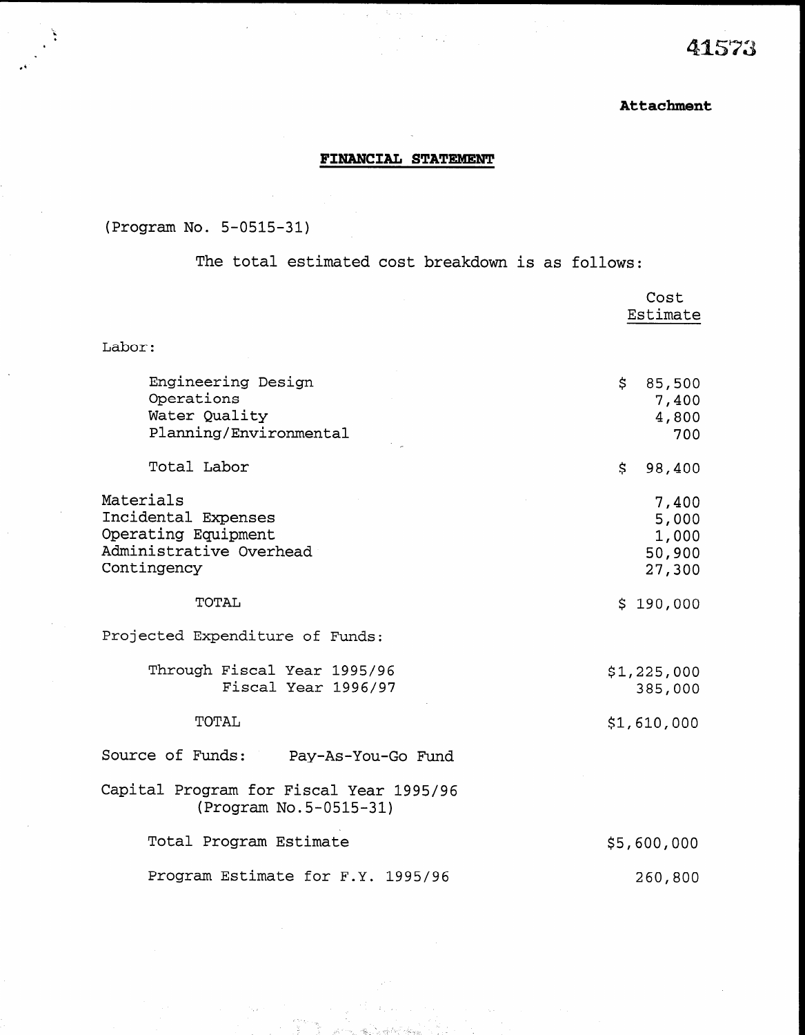41573

**Attachment**

**FINANCIAL STATEMENT**

(Program No. 5-0515-31)

The total estimated cost breakdown is as follows:

| | Cost Estimate |
|---|---|
| Labor: | |
| Engineering Design | $ 85,500 |
| Operations | 7,400 |
| Water Quality | 4,800 |
| Planning/Environmental | 700 |
| Total Labor | $ 98,400 |
| Materials | 7,400 |
| Incidental Expenses | 5,000 |
| Operating Equipment | 1,000 |
| Administrative Overhead | 50,900 |
| Contingency | 27,300 |
| TOTAL | $ 190,000 |
| Projected Expenditure of Funds: | |
| Through Fiscal Year 1995/96 | $1,225,000 |
| Fiscal Year 1996/97 | 385,000 |
| TOTAL | $1,610,000 |

Source of Funds: Pay-As-You-Go Fund

Capital Program for Fiscal Year 1995/96
(Program No.5-0515-31)

| | |
|---|---|
| Total Program Estimate | $5,600,000 |
| Program Estimate for F.Y. 1995/96 | 260,800 |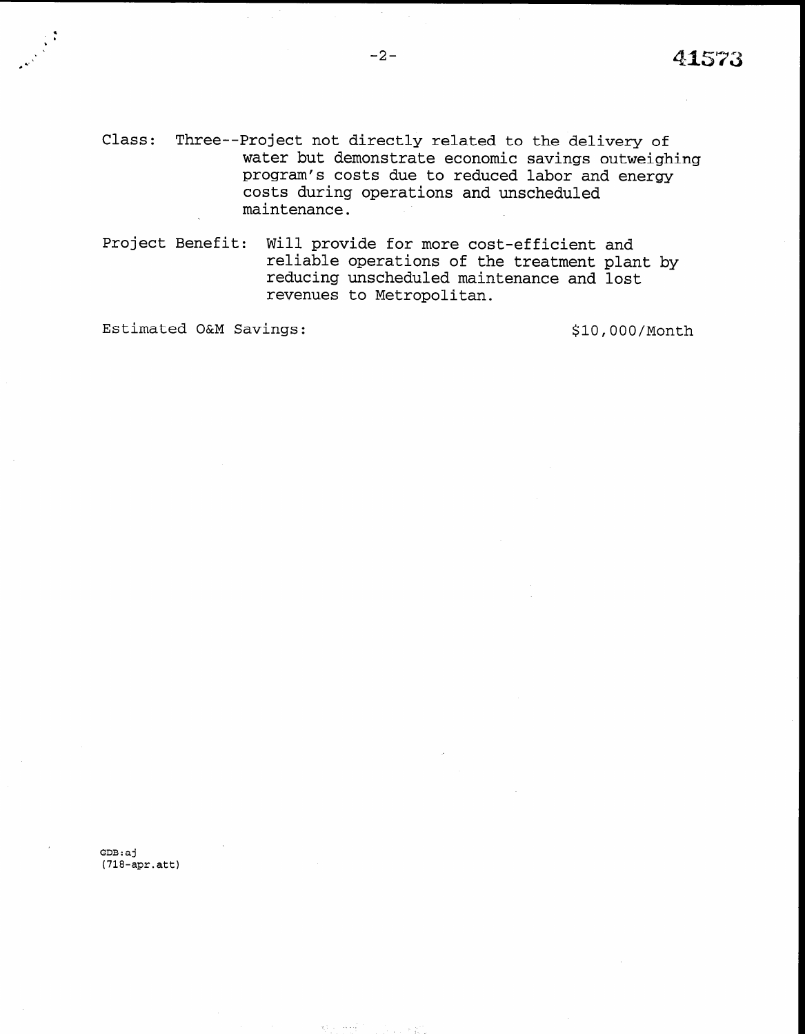Class: Three--Project not directly related to the delivery of water but demonstrate economic savings outweighing program's costs due to reduced labor and energy costs during operations and unscheduled maintenance.

Project Benefit: Will provide for more cost-efficient and reliable operations of the treatment plant by reducing unscheduled maintenance and lost revenues to Metropolitan.

Estimated O&M Savings: $10,000/Month

GDB:aj
(718-apr.att)